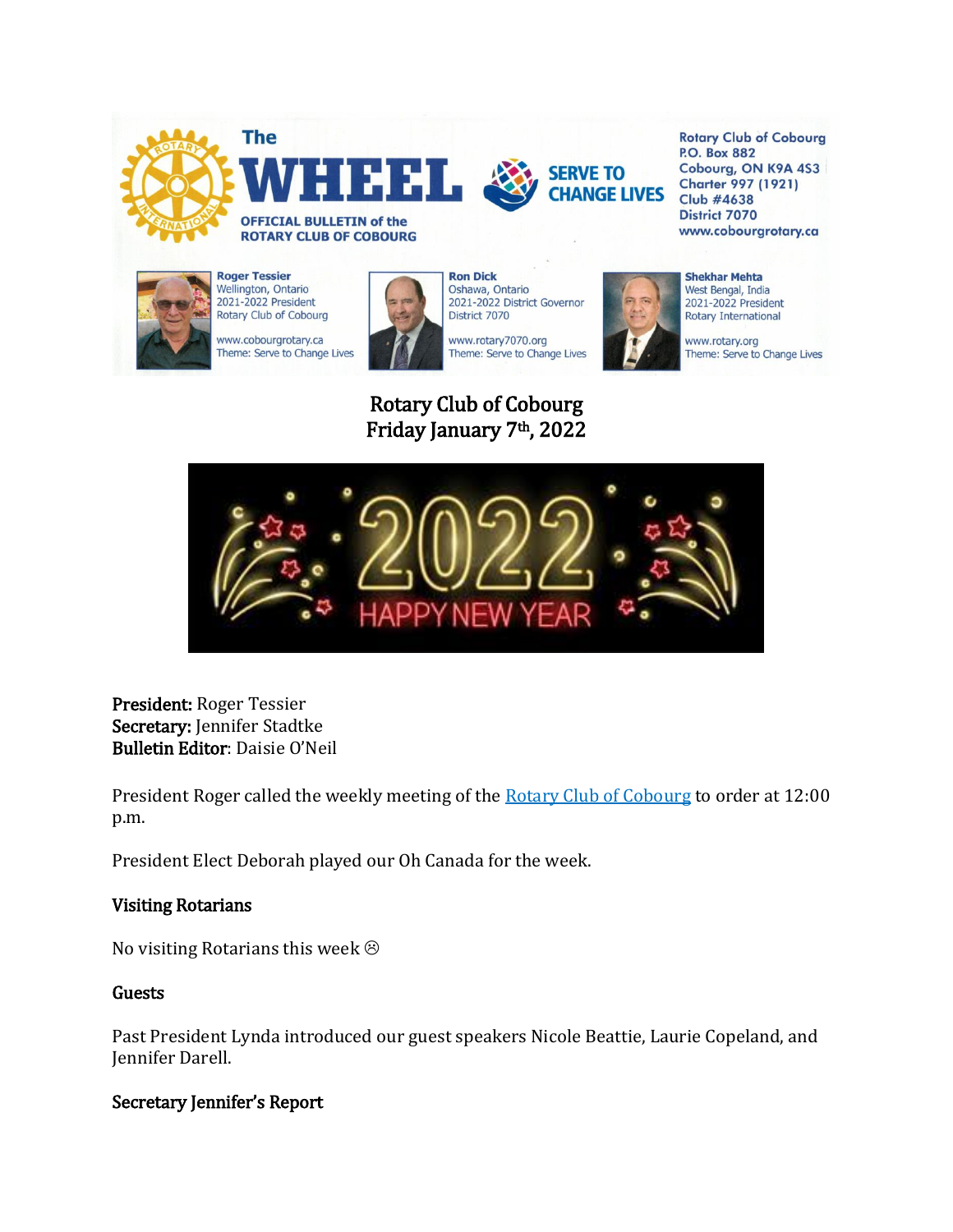The

# WHEEL

OFFICIAL BULLETIN of the ROTARY CLUB OF COBOURG

SERVE TO CHANGE LIVES

Rotary Club of Cobourg
P.O. Box 882
Cobourg, ON K9A 4S3
Charter 997 (1921)
Club #4638
District 7070
www.cobourgrotary.ca

**Roger Tessier**
Wellington, Ontario
2021-2022 President
Rotary Club of Cobourg

www.cobourgrotary.ca
Theme: Serve to Change Lives

**Ron Dick**
Oshawa, Ontario
2021-2022 District Governor
District 7070

www.rotary7070.org
Theme: Serve to Change Lives

**Shekhar Mehta**
West Bengal, India
2021-2022 President
Rotary International

www.rotary.org
Theme: Serve to Change Lives

## Rotary Club of Cobourg
## Friday January 7th, 2022

2022 HAPPY NEW YEAR

**President:** Roger Tessier
**Secretary:** Jennifer Stadtke
**Bulletin Editor**: Daisie O'Neil

President Roger called the weekly meeting of the [Rotary Club of Cobourg](https://www.cobourgrotary.ca) to order at 12:00 p.m.

President Elect Deborah played our Oh Canada for the week.

### Visiting Rotarians

No visiting Rotarians this week ☹

### Guests

Past President Lynda introduced our guest speakers Nicole Beattie, Laurie Copeland, and Jennifer Darell.

### Secretary Jennifer's Report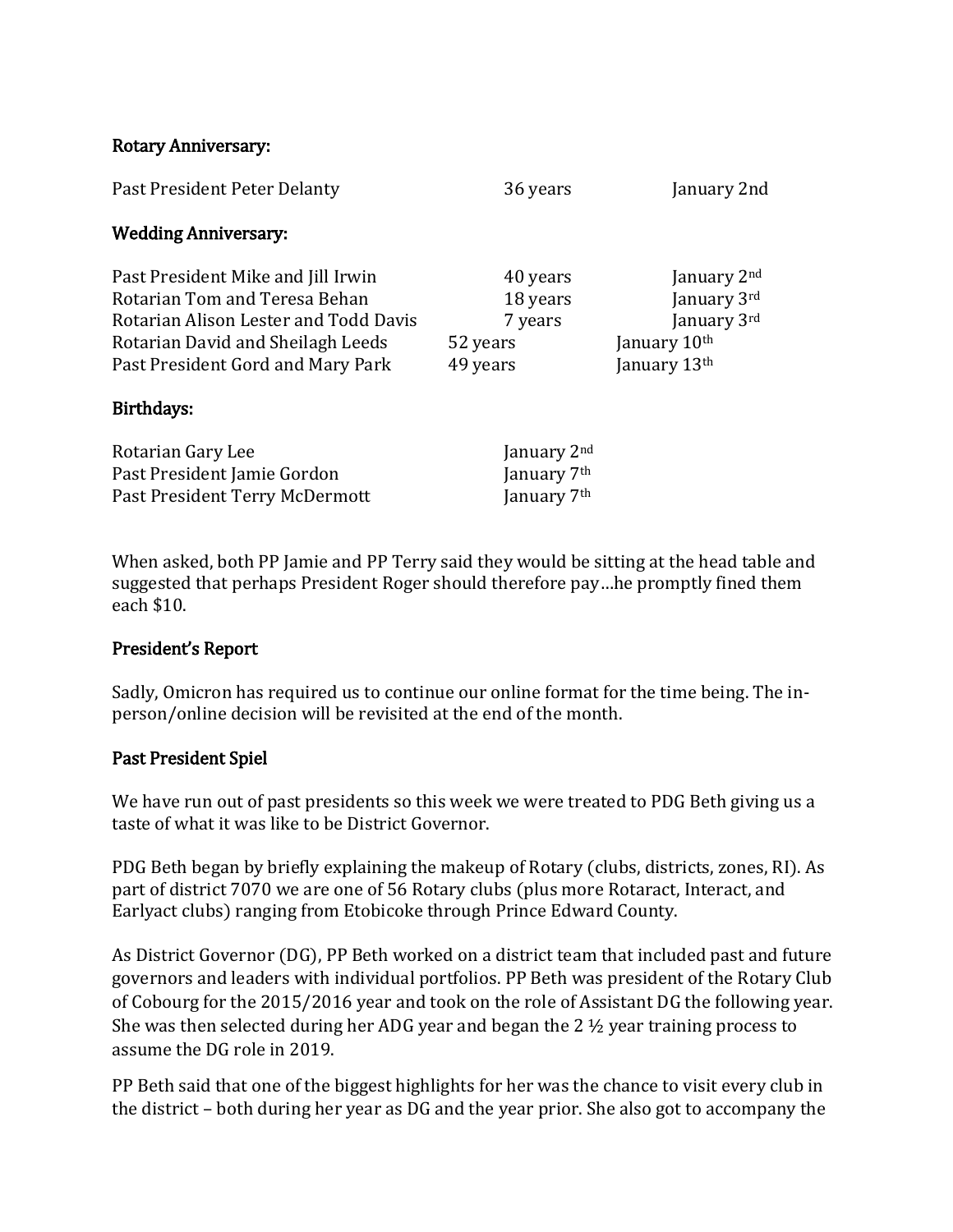### Rotary Anniversary:

| | | |
|---|---|---|
| Past President Peter Delanty | 36 years | January 2nd |

### Wedding Anniversary:

| | | |
|---|---|---|
| Past President Mike and Jill Irwin | 40 years | January 2nd |
| Rotarian Tom and Teresa Behan | 18 years | January 3rd |
| Rotarian Alison Lester and Todd Davis | 7 years | January 3rd |
| Rotarian David and Sheilagh Leeds | 52 years | January 10th |
| Past President Gord and Mary Park | 49 years | January 13th |

### Birthdays:

| | |
|---|---|
| Rotarian Gary Lee | January 2nd |
| Past President Jamie Gordon | January 7th |
| Past President Terry McDermott | January 7th |

When asked, both PP Jamie and PP Terry said they would be sitting at the head table and suggested that perhaps President Roger should therefore pay…he promptly fined them each $10.

### President's Report

Sadly, Omicron has required us to continue our online format for the time being. The in-person/online decision will be revisited at the end of the month.

### Past President Spiel

We have run out of past presidents so this week we were treated to PDG Beth giving us a taste of what it was like to be District Governor.

PDG Beth began by briefly explaining the makeup of Rotary (clubs, districts, zones, RI). As part of district 7070 we are one of 56 Rotary clubs (plus more Rotaract, Interact, and Earlyact clubs) ranging from Etobicoke through Prince Edward County.

As District Governor (DG), PP Beth worked on a district team that included past and future governors and leaders with individual portfolios. PP Beth was president of the Rotary Club of Cobourg for the 2015/2016 year and took on the role of Assistant DG the following year. She was then selected during her ADG year and began the 2 ½ year training process to assume the DG role in 2019.

PP Beth said that one of the biggest highlights for her was the chance to visit every club in the district – both during her year as DG and the year prior. She also got to accompany the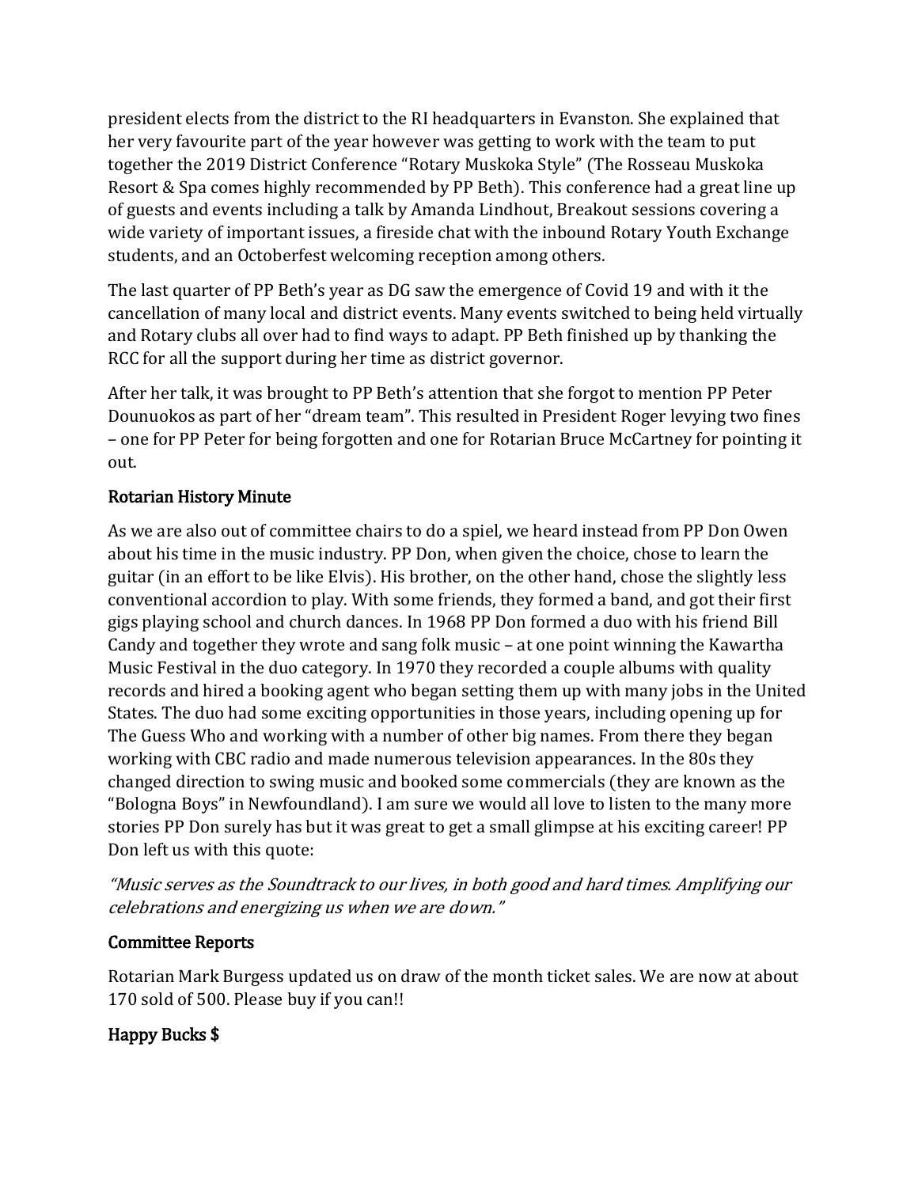president elects from the district to the RI headquarters in Evanston. She explained that her very favourite part of the year however was getting to work with the team to put together the 2019 District Conference "Rotary Muskoka Style" (The Rosseau Muskoka Resort & Spa comes highly recommended by PP Beth). This conference had a great line up of guests and events including a talk by Amanda Lindhout, Breakout sessions covering a wide variety of important issues, a fireside chat with the inbound Rotary Youth Exchange students, and an Octoberfest welcoming reception among others.

The last quarter of PP Beth's year as DG saw the emergence of Covid 19 and with it the cancellation of many local and district events. Many events switched to being held virtually and Rotary clubs all over had to find ways to adapt. PP Beth finished up by thanking the RCC for all the support during her time as district governor.

After her talk, it was brought to PP Beth's attention that she forgot to mention PP Peter Dounuokos as part of her "dream team". This resulted in President Roger levying two fines – one for PP Peter for being forgotten and one for Rotarian Bruce McCartney for pointing it out.

## Rotarian History Minute

As we are also out of committee chairs to do a spiel, we heard instead from PP Don Owen about his time in the music industry. PP Don, when given the choice, chose to learn the guitar (in an effort to be like Elvis). His brother, on the other hand, chose the slightly less conventional accordion to play. With some friends, they formed a band, and got their first gigs playing school and church dances. In 1968 PP Don formed a duo with his friend Bill Candy and together they wrote and sang folk music – at one point winning the Kawartha Music Festival in the duo category. In 1970 they recorded a couple albums with quality records and hired a booking agent who began setting them up with many jobs in the United States. The duo had some exciting opportunities in those years, including opening up for The Guess Who and working with a number of other big names. From there they began working with CBC radio and made numerous television appearances. In the 80s they changed direction to swing music and booked some commercials (they are known as the "Bologna Boys" in Newfoundland). I am sure we would all love to listen to the many more stories PP Don surely has but it was great to get a small glimpse at his exciting career! PP Don left us with this quote:

*"Music serves as the Soundtrack to our lives, in both good and hard times. Amplifying our celebrations and energizing us when we are down."*

## Committee Reports

Rotarian Mark Burgess updated us on draw of the month ticket sales. We are now at about 170 sold of 500. Please buy if you can!!

## Happy Bucks $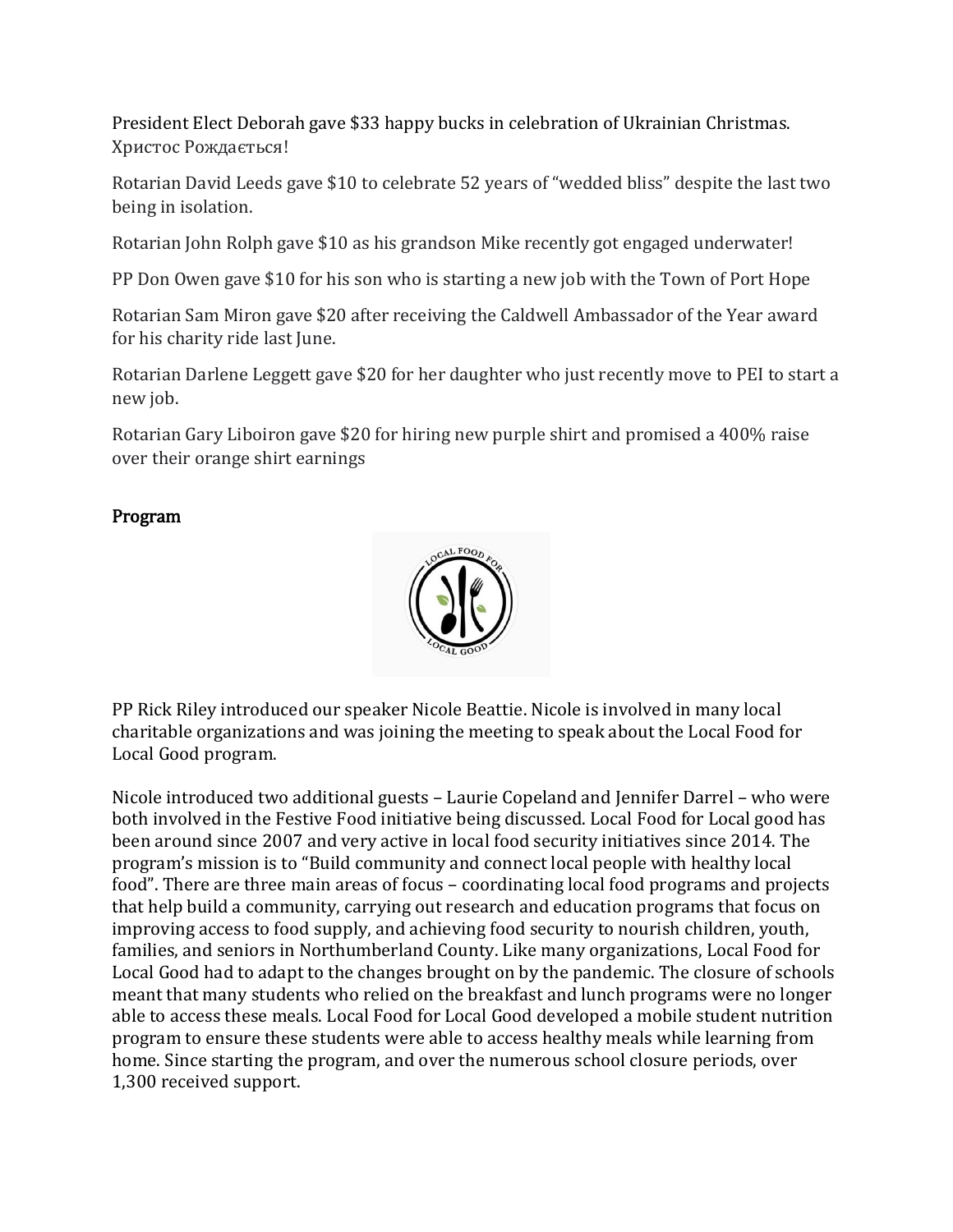President Elect Deborah gave $33 happy bucks in celebration of Ukrainian Christmas. Христос Рождається!

Rotarian David Leeds gave $10 to celebrate 52 years of "wedded bliss" despite the last two being in isolation.

Rotarian John Rolph gave $10 as his grandson Mike recently got engaged underwater!

PP Don Owen gave $10 for his son who is starting a new job with the Town of Port Hope

Rotarian Sam Miron gave $20 after receiving the Caldwell Ambassador of the Year award for his charity ride last June.

Rotarian Darlene Leggett gave $20 for her daughter who just recently move to PEI to start a new job.

Rotarian Gary Liboiron gave $20 for hiring new purple shirt and promised a 400% raise over their orange shirt earnings

## Program

PP Rick Riley introduced our speaker Nicole Beattie. Nicole is involved in many local charitable organizations and was joining the meeting to speak about the Local Food for Local Good program.

Nicole introduced two additional guests – Laurie Copeland and Jennifer Darrel – who were both involved in the Festive Food initiative being discussed. Local Food for Local good has been around since 2007 and very active in local food security initiatives since 2014. The program's mission is to "Build community and connect local people with healthy local food". There are three main areas of focus – coordinating local food programs and projects that help build a community, carrying out research and education programs that focus on improving access to food supply, and achieving food security to nourish children, youth, families, and seniors in Northumberland County. Like many organizations, Local Food for Local Good had to adapt to the changes brought on by the pandemic. The closure of schools meant that many students who relied on the breakfast and lunch programs were no longer able to access these meals. Local Food for Local Good developed a mobile student nutrition program to ensure these students were able to access healthy meals while learning from home. Since starting the program, and over the numerous school closure periods, over 1,300 received support.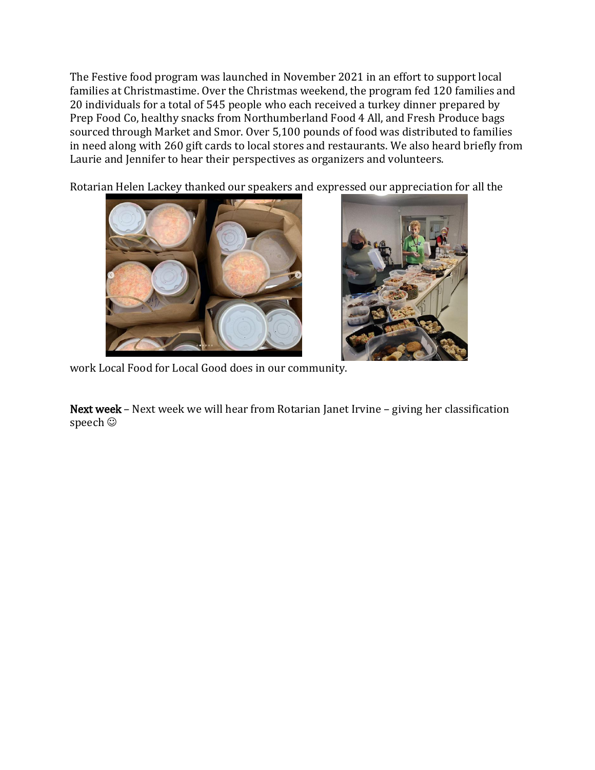The Festive food program was launched in November 2021 in an effort to support local families at Christmastime. Over the Christmas weekend, the program fed 120 families and 20 individuals for a total of 545 people who each received a turkey dinner prepared by Prep Food Co, healthy snacks from Northumberland Food 4 All, and Fresh Produce bags sourced through Market and Smor. Over 5,100 pounds of food was distributed to families in need along with 260 gift cards to local stores and restaurants. We also heard briefly from Laurie and Jennifer to hear their perspectives as organizers and volunteers.

Rotarian Helen Lackey thanked our speakers and expressed our appreciation for all the work Local Food for Local Good does in our community.

**Next week** – Next week we will hear from Rotarian Janet Irvine – giving her classification speech ☺